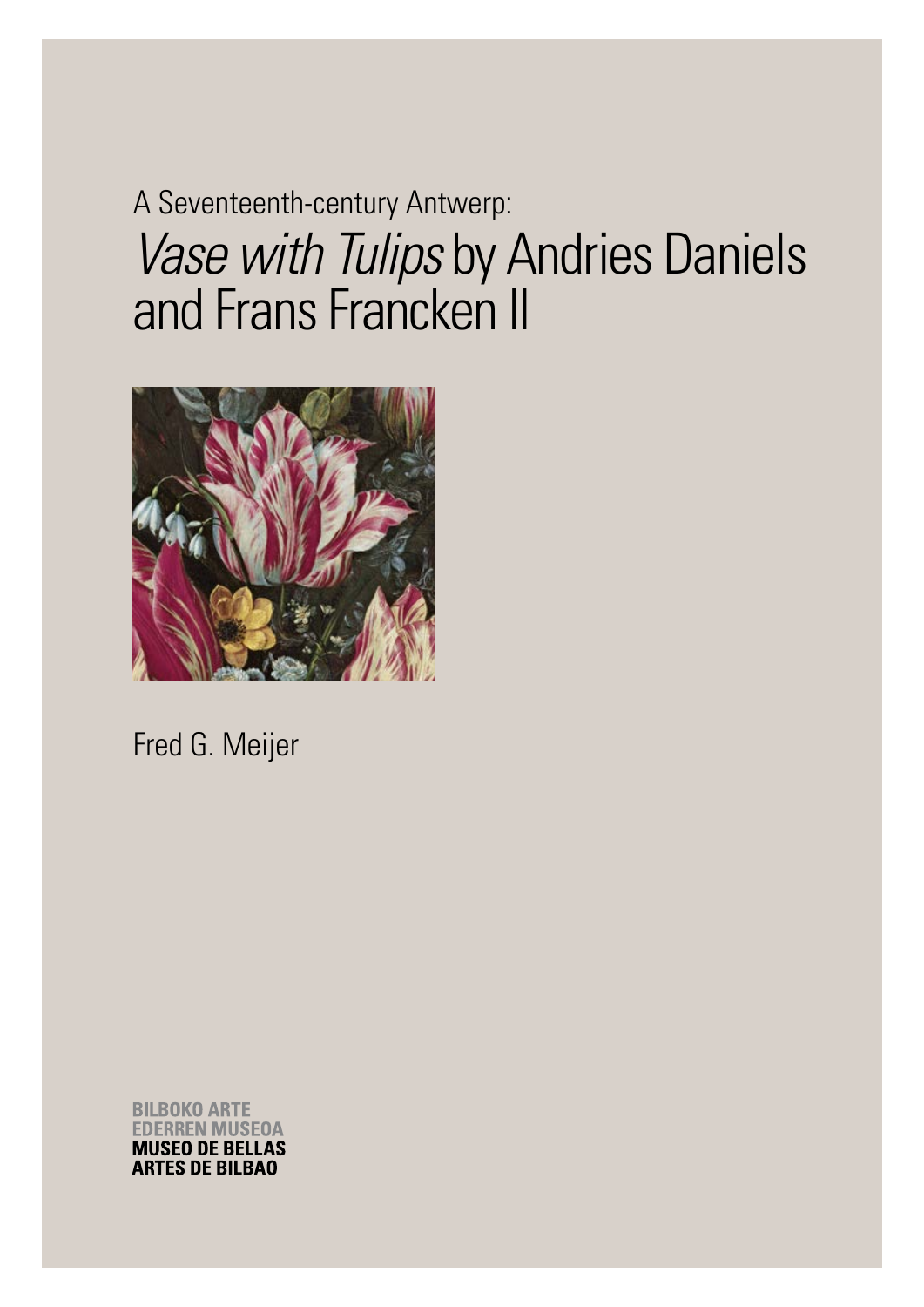A Seventeenth-century Antwerp:

# *Vase with Tulips* by Andries Daniels and Frans Francken II

Fred G. Meijer

**BILBOKO ARTE EDERREN MUSEOA**
**MUSEO DE BELLAS ARTES DE BILBAO**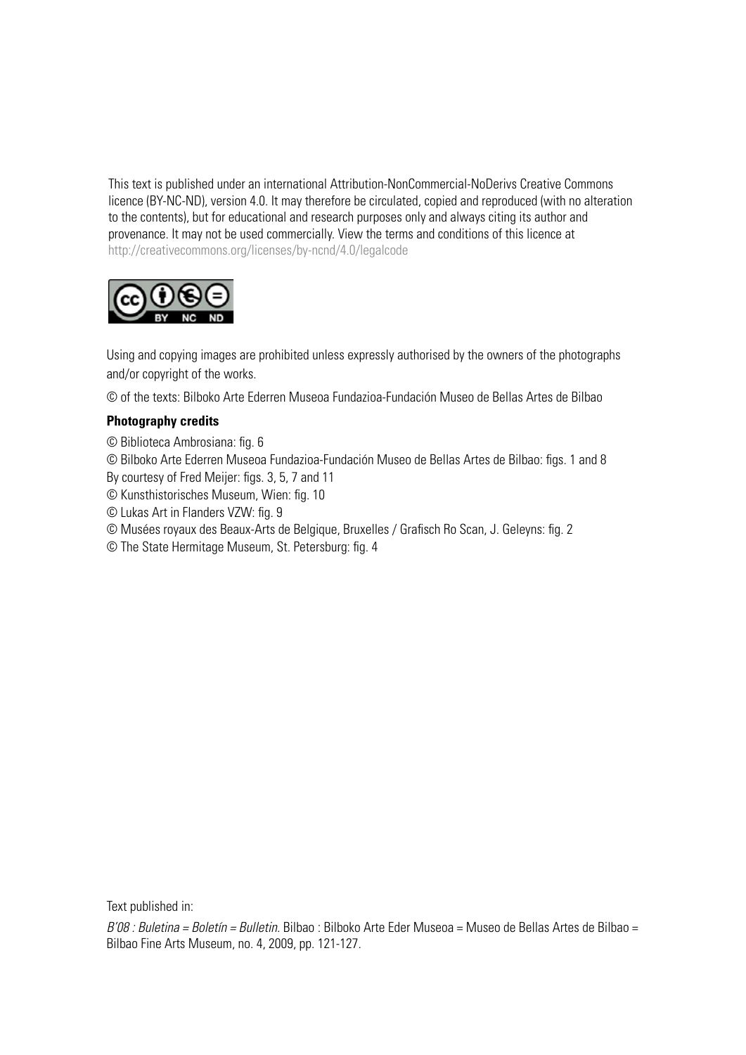This text is published under an international Attribution-NonCommercial-NoDerivs Creative Commons licence (BY-NC-ND), version 4.0. It may therefore be circulated, copied and reproduced (with no alteration to the contents), but for educational and research purposes only and always citing its author and provenance. It may not be used commercially. View the terms and conditions of this licence at http://creativecommons.org/licenses/by-ncnd/4.0/legalcode

Using and copying images are prohibited unless expressly authorised by the owners of the photographs and/or copyright of the works.

© of the texts: Bilboko Arte Ederren Museoa Fundazioa-Fundación Museo de Bellas Artes de Bilbao

**Photography credits**

© Biblioteca Ambrosiana: fig. 6

© Bilboko Arte Ederren Museoa Fundazioa-Fundación Museo de Bellas Artes de Bilbao: figs. 1 and 8

By courtesy of Fred Meijer: figs. 3, 5, 7 and 11

© Kunsthistorisches Museum, Wien: fig. 10

© Lukas Art in Flanders VZW: fig. 9

© Musées royaux des Beaux-Arts de Belgique, Bruxelles / Grafisch Ro Scan, J. Geleyns: fig. 2

© The State Hermitage Museum, St. Petersburg: fig. 4

Text published in:

*B'08 : Buletina = Boletín = Bulletin.* Bilbao : Bilboko Arte Eder Museoa = Museo de Bellas Artes de Bilbao = Bilbao Fine Arts Museum, no. 4, 2009, pp. 121-127.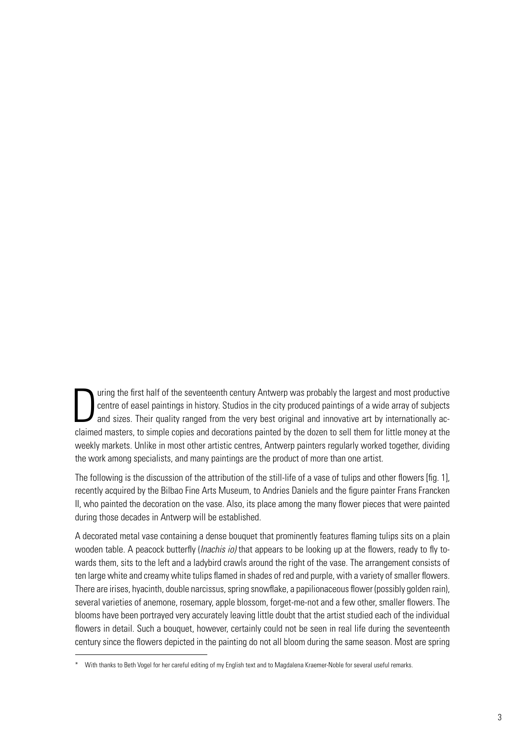During the first half of the seventeenth century Antwerp was probably the largest and most productive centre of easel paintings in history. Studios in the city produced paintings of a wide array of subjects and sizes. Their quality ranged from the very best original and innovative art by internationally acclaimed masters, to simple copies and decorations painted by the dozen to sell them for little money at the weekly markets. Unlike in most other artistic centres, Antwerp painters regularly worked together, dividing the work among specialists, and many paintings are the product of more than one artist.

The following is the discussion of the attribution of the still-life of a vase of tulips and other flowers [fig. 1], recently acquired by the Bilbao Fine Arts Museum, to Andries Daniels and the figure painter Frans Francken II, who painted the decoration on the vase. Also, its place among the many flower pieces that were painted during those decades in Antwerp will be established.

A decorated metal vase containing a dense bouquet that prominently features flaming tulips sits on a plain wooden table. A peacock butterfly (*Inachis io)* that appears to be looking up at the flowers, ready to fly towards them, sits to the left and a ladybird crawls around the right of the vase. The arrangement consists of ten large white and creamy white tulips flamed in shades of red and purple, with a variety of smaller flowers. There are irises, hyacinth, double narcissus, spring snowflake, a papilionaceous flower (possibly golden rain), several varieties of anemone, rosemary, apple blossom, forget-me-not and a few other, smaller flowers. The blooms have been portrayed very accurately leaving little doubt that the artist studied each of the individual flowers in detail. Such a bouquet, however, certainly could not be seen in real life during the seventeenth century since the flowers depicted in the painting do not all bloom during the same season. Most are spring

---

\* With thanks to Beth Vogel for her careful editing of my English text and to Magdalena Kraemer-Noble for several useful remarks.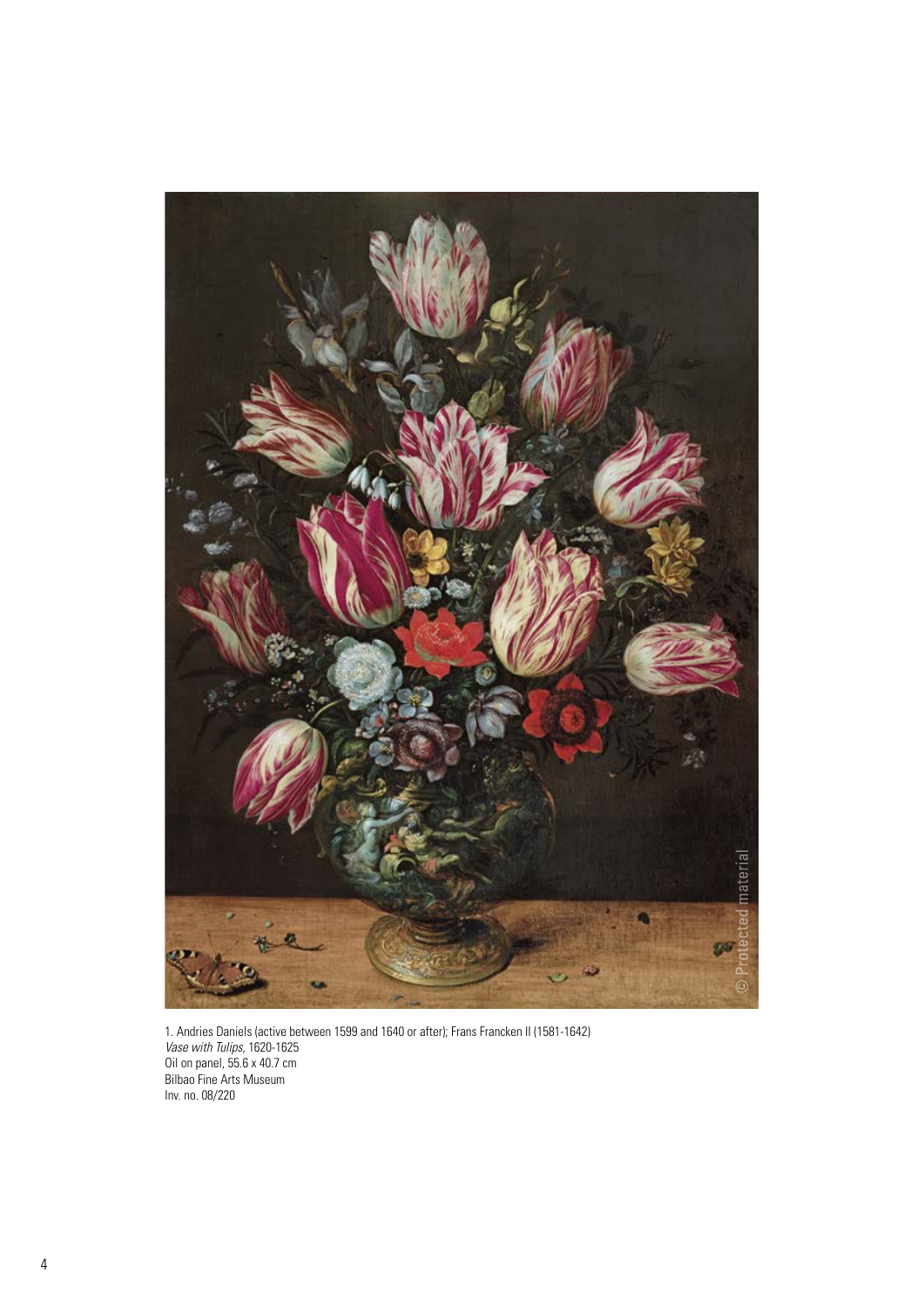1. Andries Daniels (active between 1599 and 1640 or after); Frans Francken II (1581-1642)
*Vase with Tulips*, 1620-1625
Oil on panel, 55.6 x 40.7 cm
Bilbao Fine Arts Museum
Inv. no. 08/220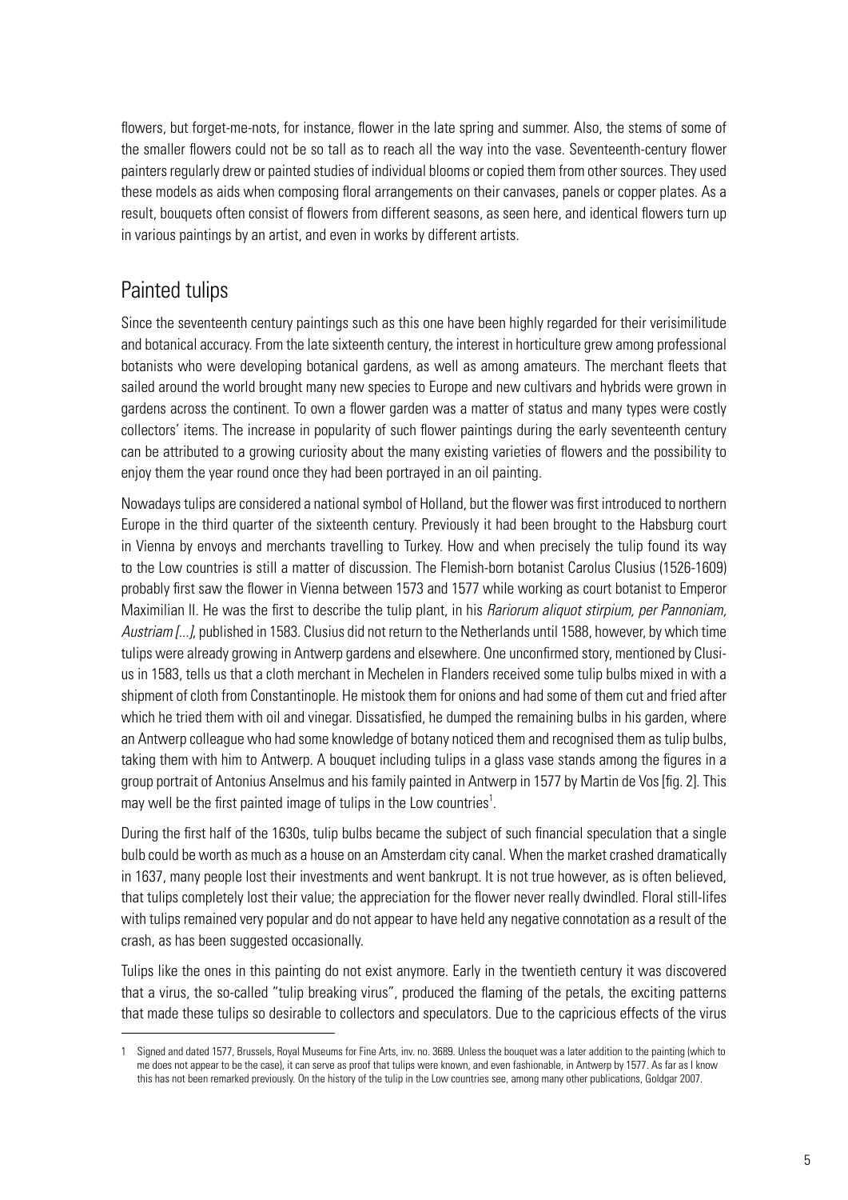flowers, but forget-me-nots, for instance, flower in the late spring and summer. Also, the stems of some of the smaller flowers could not be so tall as to reach all the way into the vase. Seventeenth-century flower painters regularly drew or painted studies of individual blooms or copied them from other sources. They used these models as aids when composing floral arrangements on their canvases, panels or copper plates. As a result, bouquets often consist of flowers from different seasons, as seen here, and identical flowers turn up in various paintings by an artist, and even in works by different artists.

## Painted tulips

Since the seventeenth century paintings such as this one have been highly regarded for their verisimilitude and botanical accuracy. From the late sixteenth century, the interest in horticulture grew among professional botanists who were developing botanical gardens, as well as among amateurs. The merchant fleets that sailed around the world brought many new species to Europe and new cultivars and hybrids were grown in gardens across the continent. To own a flower garden was a matter of status and many types were costly collectors' items. The increase in popularity of such flower paintings during the early seventeenth century can be attributed to a growing curiosity about the many existing varieties of flowers and the possibility to enjoy them the year round once they had been portrayed in an oil painting.

Nowadays tulips are considered a national symbol of Holland, but the flower was first introduced to northern Europe in the third quarter of the sixteenth century. Previously it had been brought to the Habsburg court in Vienna by envoys and merchants travelling to Turkey. How and when precisely the tulip found its way to the Low countries is still a matter of discussion. The Flemish-born botanist Carolus Clusius (1526-1609) probably first saw the flower in Vienna between 1573 and 1577 while working as court botanist to Emperor Maximilian II. He was the first to describe the tulip plant, in his *Rariorum aliquot stirpium, per Pannoniam, Austriam [...]*, published in 1583. Clusius did not return to the Netherlands until 1588, however, by which time tulips were already growing in Antwerp gardens and elsewhere. One unconfirmed story, mentioned by Clusius in 1583, tells us that a cloth merchant in Mechelen in Flanders received some tulip bulbs mixed in with a shipment of cloth from Constantinople. He mistook them for onions and had some of them cut and fried after which he tried them with oil and vinegar. Dissatisfied, he dumped the remaining bulbs in his garden, where an Antwerp colleague who had some knowledge of botany noticed them and recognised them as tulip bulbs, taking them with him to Antwerp. A bouquet including tulips in a glass vase stands among the figures in a group portrait of Antonius Anselmus and his family painted in Antwerp in 1577 by Martin de Vos [fig. 2]. This may well be the first painted image of tulips in the Low countries[1].

During the first half of the 1630s, tulip bulbs became the subject of such financial speculation that a single bulb could be worth as much as a house on an Amsterdam city canal. When the market crashed dramatically in 1637, many people lost their investments and went bankrupt. It is not true however, as is often believed, that tulips completely lost their value; the appreciation for the flower never really dwindled. Floral still-lifes with tulips remained very popular and do not appear to have held any negative connotation as a result of the crash, as has been suggested occasionally.

Tulips like the ones in this painting do not exist anymore. Early in the twentieth century it was discovered that a virus, the so-called "tulip breaking virus", produced the flaming of the petals, the exciting patterns that made these tulips so desirable to collectors and speculators. Due to the capricious effects of the virus

---

1 Signed and dated 1577, Brussels, Royal Museums for Fine Arts, inv. no. 3689. Unless the bouquet was a later addition to the painting (which to me does not appear to be the case), it can serve as proof that tulips were known, and even fashionable, in Antwerp by 1577. As far as I know this has not been remarked previously. On the history of the tulip in the Low countries see, among many other publications, Goldgar 2007.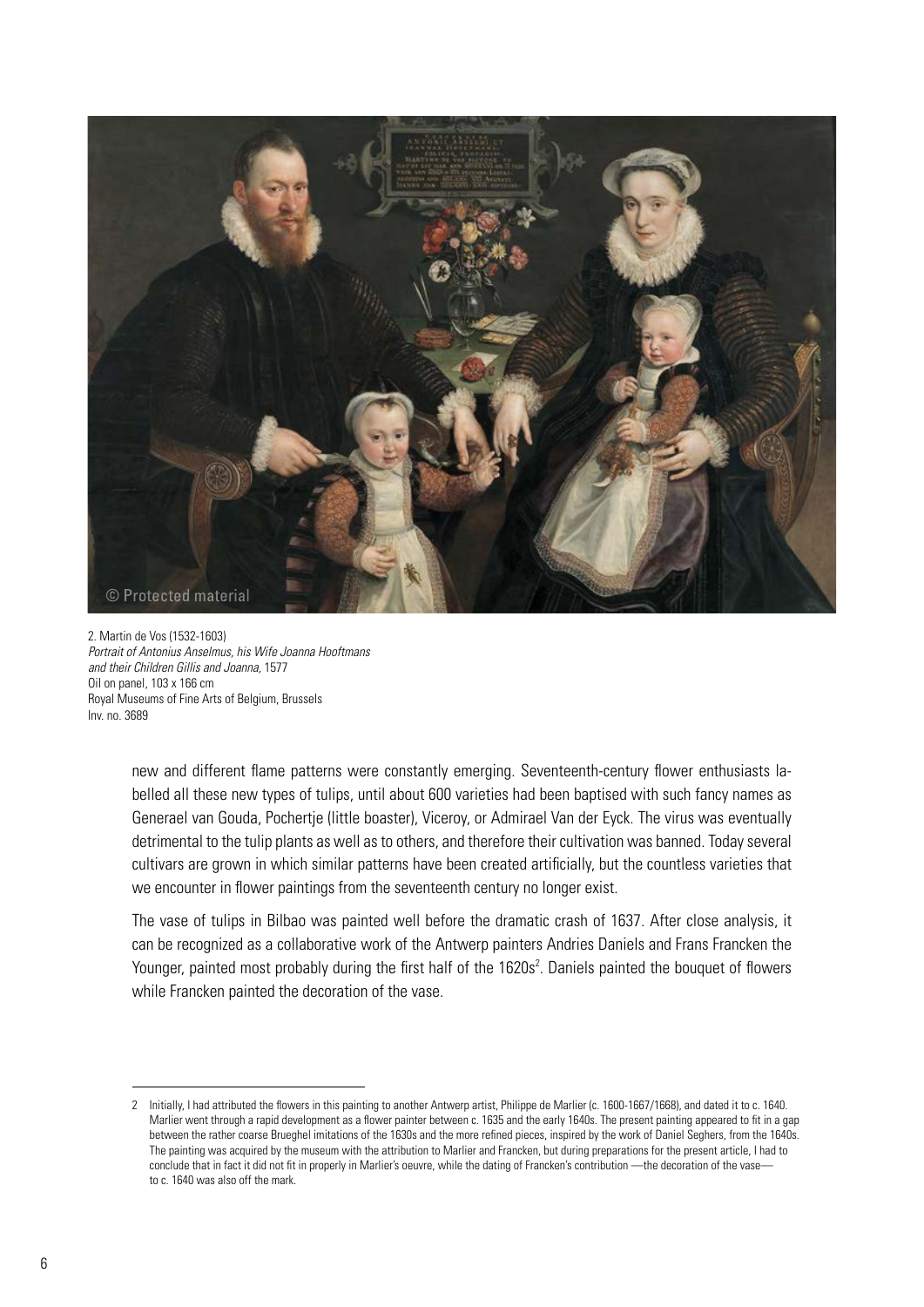2. Martin de Vos (1532-1603)
*Portrait of Antonius Anselmus, his Wife Joanna Hooftmans and their Children Gillis and Joanna,* 1577
Oil on panel, 103 x 166 cm
Royal Museums of Fine Arts of Belgium, Brussels
Inv. no. 3689

new and different flame patterns were constantly emerging. Seventeenth-century flower enthusiasts labelled all these new types of tulips, until about 600 varieties had been baptised with such fancy names as Generael van Gouda, Pochertje (little boaster), Viceroy, or Admirael Van der Eyck. The virus was eventually detrimental to the tulip plants as well as to others, and therefore their cultivation was banned. Today several cultivars are grown in which similar patterns have been created artificially, but the countless varieties that we encounter in flower paintings from the seventeenth century no longer exist.

The vase of tulips in Bilbao was painted well before the dramatic crash of 1637. After close analysis, it can be recognized as a collaborative work of the Antwerp painters Andries Daniels and Frans Francken the Younger, painted most probably during the first half of the 1620s[2]. Daniels painted the bouquet of flowers while Francken painted the decoration of the vase.

---

2 Initially, I had attributed the flowers in this painting to another Antwerp artist, Philippe de Marlier (c. 1600-1667/1668), and dated it to c. 1640. Marlier went through a rapid development as a flower painter between c. 1635 and the early 1640s. The present painting appeared to fit in a gap between the rather coarse Brueghel imitations of the 1630s and the more refined pieces, inspired by the work of Daniel Seghers, from the 1640s. The painting was acquired by the museum with the attribution to Marlier and Francken, but during preparations for the present article, I had to conclude that in fact it did not fit in properly in Marlier's oeuvre, while the dating of Francken's contribution —the decoration of the vase— to c. 1640 was also off the mark.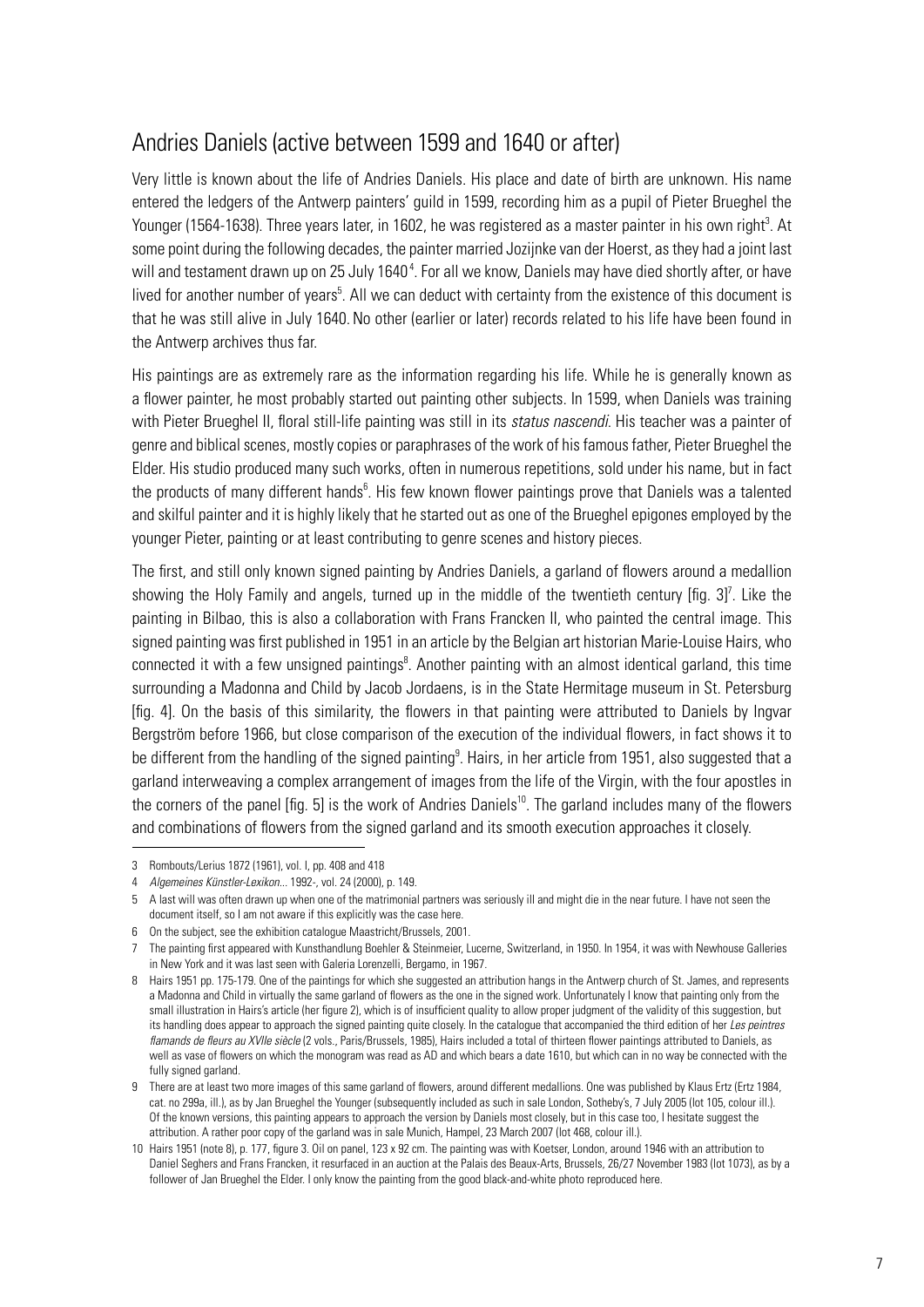## Andries Daniels (active between 1599 and 1640 or after)

Very little is known about the life of Andries Daniels. His place and date of birth are unknown. His name entered the ledgers of the Antwerp painters' guild in 1599, recording him as a pupil of Pieter Brueghel the Younger (1564-1638). Three years later, in 1602, he was registered as a master painter in his own right[3]. At some point during the following decades, the painter married Jozijnke van der Hoerst, as they had a joint last will and testament drawn up on 25 July 1640[4]. For all we know, Daniels may have died shortly after, or have lived for another number of years[5]. All we can deduct with certainty from the existence of this document is that he was still alive in July 1640. No other (earlier or later) records related to his life have been found in the Antwerp archives thus far.

His paintings are as extremely rare as the information regarding his life. While he is generally known as a flower painter, he most probably started out painting other subjects. In 1599, when Daniels was training with Pieter Brueghel II, floral still-life painting was still in its *status nascendi*. His teacher was a painter of genre and biblical scenes, mostly copies or paraphrases of the work of his famous father, Pieter Brueghel the Elder. His studio produced many such works, often in numerous repetitions, sold under his name, but in fact the products of many different hands[6]. His few known flower paintings prove that Daniels was a talented and skilful painter and it is highly likely that he started out as one of the Brueghel epigones employed by the younger Pieter, painting or at least contributing to genre scenes and history pieces.

The first, and still only known signed painting by Andries Daniels, a garland of flowers around a medallion showing the Holy Family and angels, turned up in the middle of the twentieth century [fig. 3][7]. Like the painting in Bilbao, this is also a collaboration with Frans Francken II, who painted the central image. This signed painting was first published in 1951 in an article by the Belgian art historian Marie-Louise Hairs, who connected it with a few unsigned paintings[8]. Another painting with an almost identical garland, this time surrounding a Madonna and Child by Jacob Jordaens, is in the State Hermitage museum in St. Petersburg [fig. 4]. On the basis of this similarity, the flowers in that painting were attributed to Daniels by Ingvar Bergström before 1966, but close comparison of the execution of the individual flowers, in fact shows it to be different from the handling of the signed painting[9]. Hairs, in her article from 1951, also suggested that a garland interweaving a complex arrangement of images from the life of the Virgin, with the four apostles in the corners of the panel [fig. 5] is the work of Andries Daniels[10]. The garland includes many of the flowers and combinations of flowers from the signed garland and its smooth execution approaches it closely.

---

3 Rombouts/Lerius 1872 (1961), vol. I, pp. 408 and 418

4 *Algemeines Künstler-Lexikon*... 1992-, vol. 24 (2000), p. 149.

5 A last will was often drawn up when one of the matrimonial partners was seriously ill and might die in the near future. I have not seen the document itself, so I am not aware if this explicitly was the case here.

6 On the subject, see the exhibition catalogue Maastricht/Brussels, 2001.

7 The painting first appeared with Kunsthandlung Boehler & Steinmeier, Lucerne, Switzerland, in 1950. In 1954, it was with Newhouse Galleries in New York and it was last seen with Galeria Lorenzelli, Bergamo, in 1967.

8 Hairs 1951 pp. 175-179. One of the paintings for which she suggested an attribution hangs in the Antwerp church of St. James, and represents a Madonna and Child in virtually the same garland of flowers as the one in the signed work. Unfortunately I know that painting only from the small illustration in Hairs's article (her figure 2), which is of insufficient quality to allow proper judgment of the validity of this suggestion, but its handling does appear to approach the signed painting quite closely. In the catalogue that accompanied the third edition of her *Les peintres flamands de fleurs au XVIIe siècle* (2 vols., Paris/Brussels, 1985), Hairs included a total of thirteen flower paintings attributed to Daniels, as well as vase of flowers on which the monogram was read as AD and which bears a date 1610, but which can in no way be connected with the fully signed garland.

9 There are at least two more images of this same garland of flowers, around different medallions. One was published by Klaus Ertz (Ertz 1984, cat. no 299a, ill.), as by Jan Brueghel the Younger (subsequently included as such in sale London, Sotheby's, 7 July 2005 (lot 105, colour ill.). Of the known versions, this painting appears to approach the version by Daniels most closely, but in this case too, I hesitate suggest the attribution. A rather poor copy of the garland was in sale Munich, Hampel, 23 March 2007 (lot 468, colour ill.).

10 Hairs 1951 (note 8), p. 177, figure 3. Oil on panel, 123 x 92 cm. The painting was with Koetser, London, around 1946 with an attribution to Daniel Seghers and Frans Francken, it resurfaced in an auction at the Palais des Beaux-Arts, Brussels, 26/27 November 1983 (lot 1073), as by a follower of Jan Brueghel the Elder. I only know the painting from the good black-and-white photo reproduced here.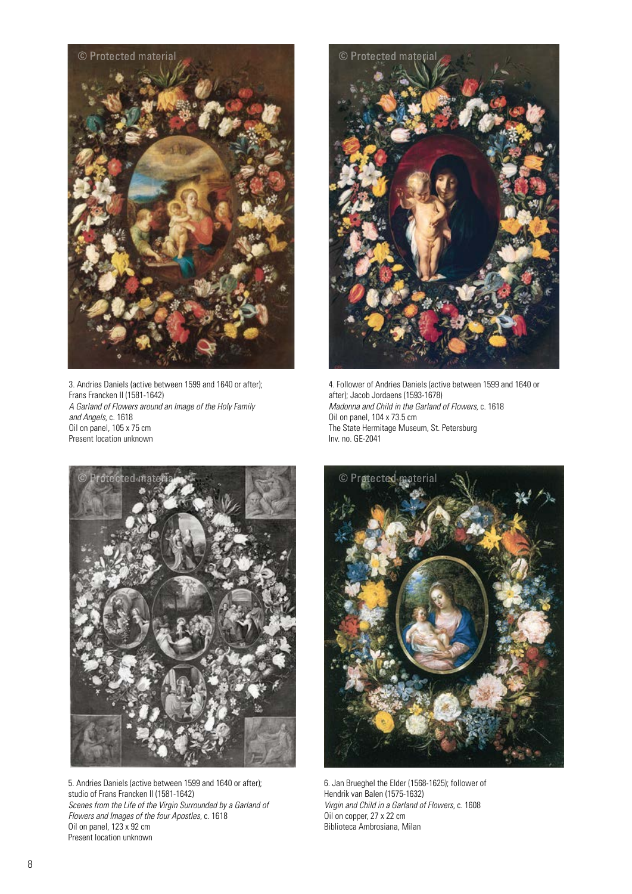3. Andries Daniels (active between 1599 and 1640 or after); Frans Francken II (1581-1642)
*A Garland of Flowers around an Image of the Holy Family and Angels*, c. 1618
Oil on panel, 105 x 75 cm
Present location unknown

4. Follower of Andries Daniels (active between 1599 and 1640 or after); Jacob Jordaens (1593-1678)
*Madonna and Child in the Garland of Flowers*, c. 1618
Oil on panel, 104 x 73.5 cm
The State Hermitage Museum, St. Petersburg
Inv. no. GE-2041

5. Andries Daniels (active between 1599 and 1640 or after); studio of Frans Francken II (1581-1642)
*Scenes from the Life of the Virgin Surrounded by a Garland of Flowers and Images of the four Apostles*, c. 1618
Oil on panel, 123 x 92 cm
Present location unknown

6. Jan Brueghel the Elder (1568-1625); follower of Hendrik van Balen (1575-1632)
*Virgin and Child in a Garland of Flowers*, c. 1608
Oil on copper, 27 x 22 cm
Biblioteca Ambrosiana, Milan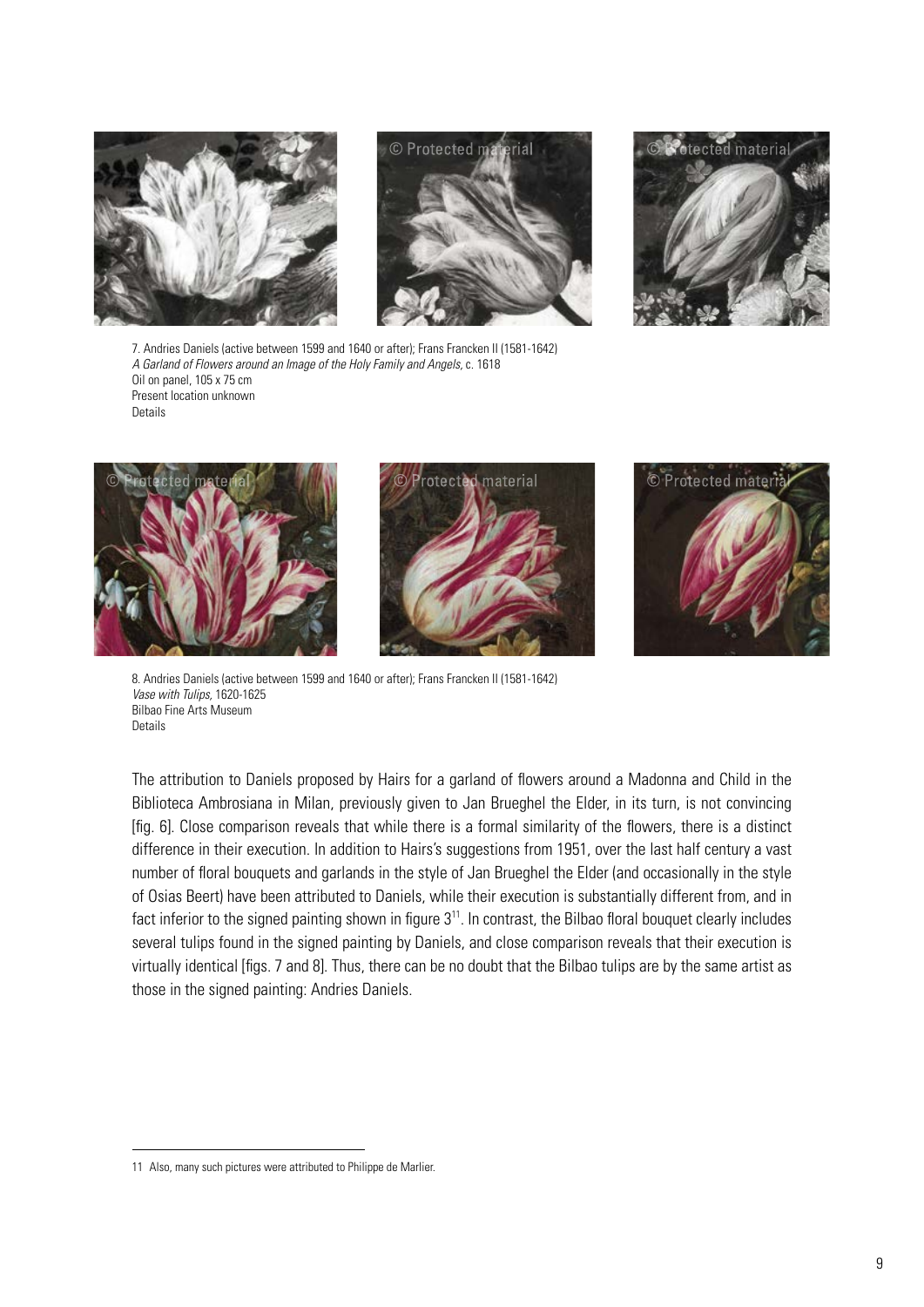7. Andries Daniels (active between 1599 and 1640 or after); Frans Francken II (1581-1642)
*A Garland of Flowers around an Image of the Holy Family and Angels*, c. 1618
Oil on panel, 105 x 75 cm
Present location unknown
Details

8. Andries Daniels (active between 1599 and 1640 or after); Frans Francken II (1581-1642)
*Vase with Tulips*, 1620-1625
Bilbao Fine Arts Museum
Details

The attribution to Daniels proposed by Hairs for a garland of flowers around a Madonna and Child in the Biblioteca Ambrosiana in Milan, previously given to Jan Brueghel the Elder, in its turn, is not convincing [fig. 6]. Close comparison reveals that while there is a formal similarity of the flowers, there is a distinct difference in their execution. In addition to Hairs's suggestions from 1951, over the last half century a vast number of floral bouquets and garlands in the style of Jan Brueghel the Elder (and occasionally in the style of Osias Beert) have been attributed to Daniels, while their execution is substantially different from, and in fact inferior to the signed painting shown in figure 3[11]. In contrast, the Bilbao floral bouquet clearly includes several tulips found in the signed painting by Daniels, and close comparison reveals that their execution is virtually identical [figs. 7 and 8]. Thus, there can be no doubt that the Bilbao tulips are by the same artist as those in the signed painting: Andries Daniels.

---

11 Also, many such pictures were attributed to Philippe de Marlier.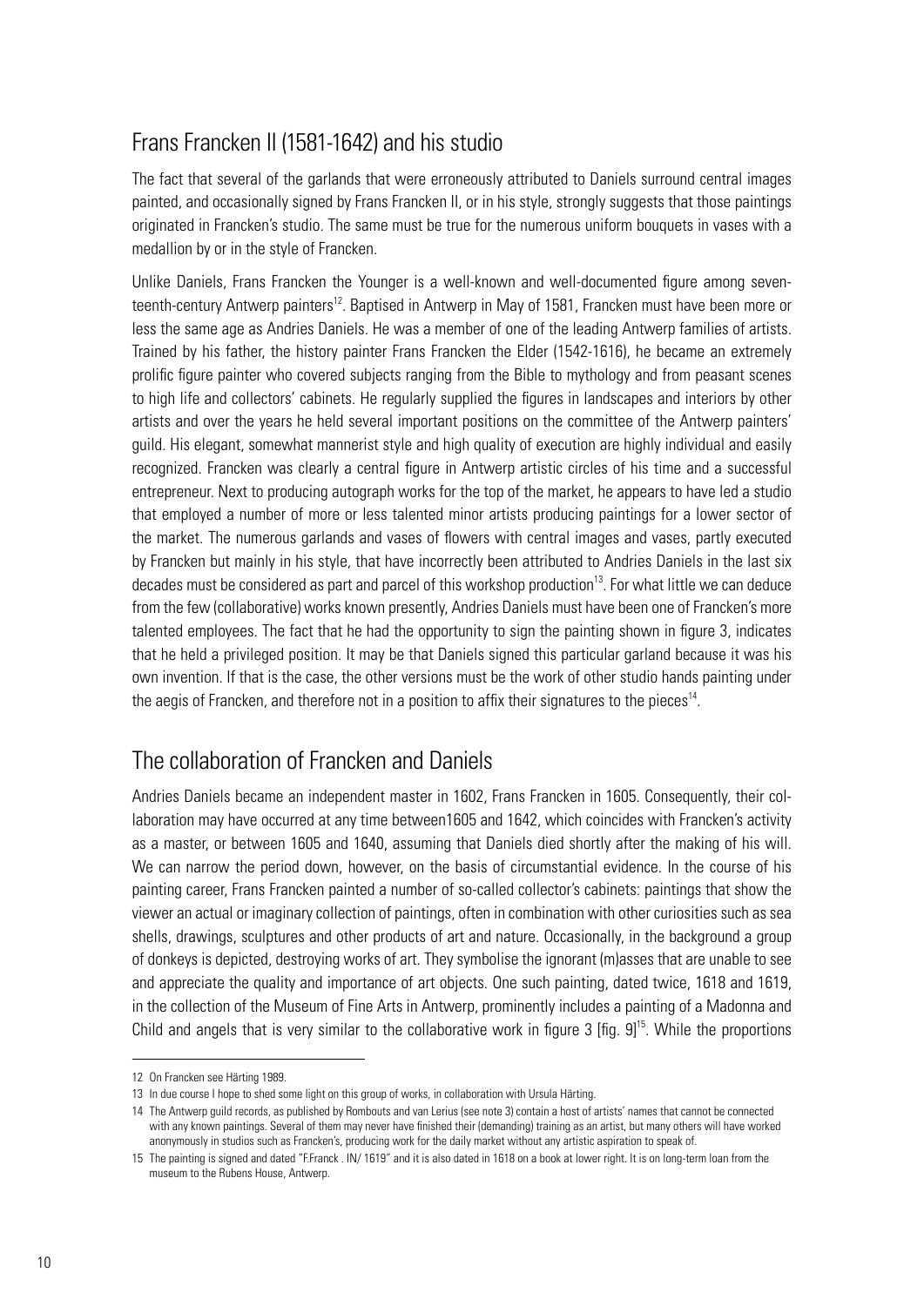## Frans Francken II (1581-1642) and his studio

The fact that several of the garlands that were erroneously attributed to Daniels surround central images painted, and occasionally signed by Frans Francken II, or in his style, strongly suggests that those paintings originated in Francken's studio. The same must be true for the numerous uniform bouquets in vases with a medallion by or in the style of Francken.

Unlike Daniels, Frans Francken the Younger is a well-known and well-documented figure among seventeenth-century Antwerp painters[12]. Baptised in Antwerp in May of 1581, Francken must have been more or less the same age as Andries Daniels. He was a member of one of the leading Antwerp families of artists. Trained by his father, the history painter Frans Francken the Elder (1542-1616), he became an extremely prolific figure painter who covered subjects ranging from the Bible to mythology and from peasant scenes to high life and collectors' cabinets. He regularly supplied the figures in landscapes and interiors by other artists and over the years he held several important positions on the committee of the Antwerp painters' guild. His elegant, somewhat mannerist style and high quality of execution are highly individual and easily recognized. Francken was clearly a central figure in Antwerp artistic circles of his time and a successful entrepreneur. Next to producing autograph works for the top of the market, he appears to have led a studio that employed a number of more or less talented minor artists producing paintings for a lower sector of the market. The numerous garlands and vases of flowers with central images and vases, partly executed by Francken but mainly in his style, that have incorrectly been attributed to Andries Daniels in the last six decades must be considered as part and parcel of this workshop production[13]. For what little we can deduce from the few (collaborative) works known presently, Andries Daniels must have been one of Francken's more talented employees. The fact that he had the opportunity to sign the painting shown in figure 3, indicates that he held a privileged position. It may be that Daniels signed this particular garland because it was his own invention. If that is the case, the other versions must be the work of other studio hands painting under the aegis of Francken, and therefore not in a position to affix their signatures to the pieces[14].

## The collaboration of Francken and Daniels

Andries Daniels became an independent master in 1602, Frans Francken in 1605. Consequently, their collaboration may have occurred at any time between1605 and 1642, which coincides with Francken's activity as a master, or between 1605 and 1640, assuming that Daniels died shortly after the making of his will. We can narrow the period down, however, on the basis of circumstantial evidence. In the course of his painting career, Frans Francken painted a number of so-called collector's cabinets: paintings that show the viewer an actual or imaginary collection of paintings, often in combination with other curiosities such as sea shells, drawings, sculptures and other products of art and nature. Occasionally, in the background a group of donkeys is depicted, destroying works of art. They symbolise the ignorant (m)asses that are unable to see and appreciate the quality and importance of art objects. One such painting, dated twice, 1618 and 1619, in the collection of the Museum of Fine Arts in Antwerp, prominently includes a painting of a Madonna and Child and angels that is very similar to the collaborative work in figure 3 [fig. 9][15]. While the proportions

---

12 On Francken see Härting 1989.

13 In due course I hope to shed some light on this group of works, in collaboration with Ursula Härting.

14 The Antwerp guild records, as published by Rombouts and van Lerius (see note 3) contain a host of artists' names that cannot be connected with any known paintings. Several of them may never have finished their (demanding) training as an artist, but many others will have worked anonymously in studios such as Francken's, producing work for the daily market without any artistic aspiration to speak of.

15 The painting is signed and dated "F.Franck . IN/ 1619" and it is also dated in 1618 on a book at lower right. It is on long-term loan from the museum to the Rubens House, Antwerp.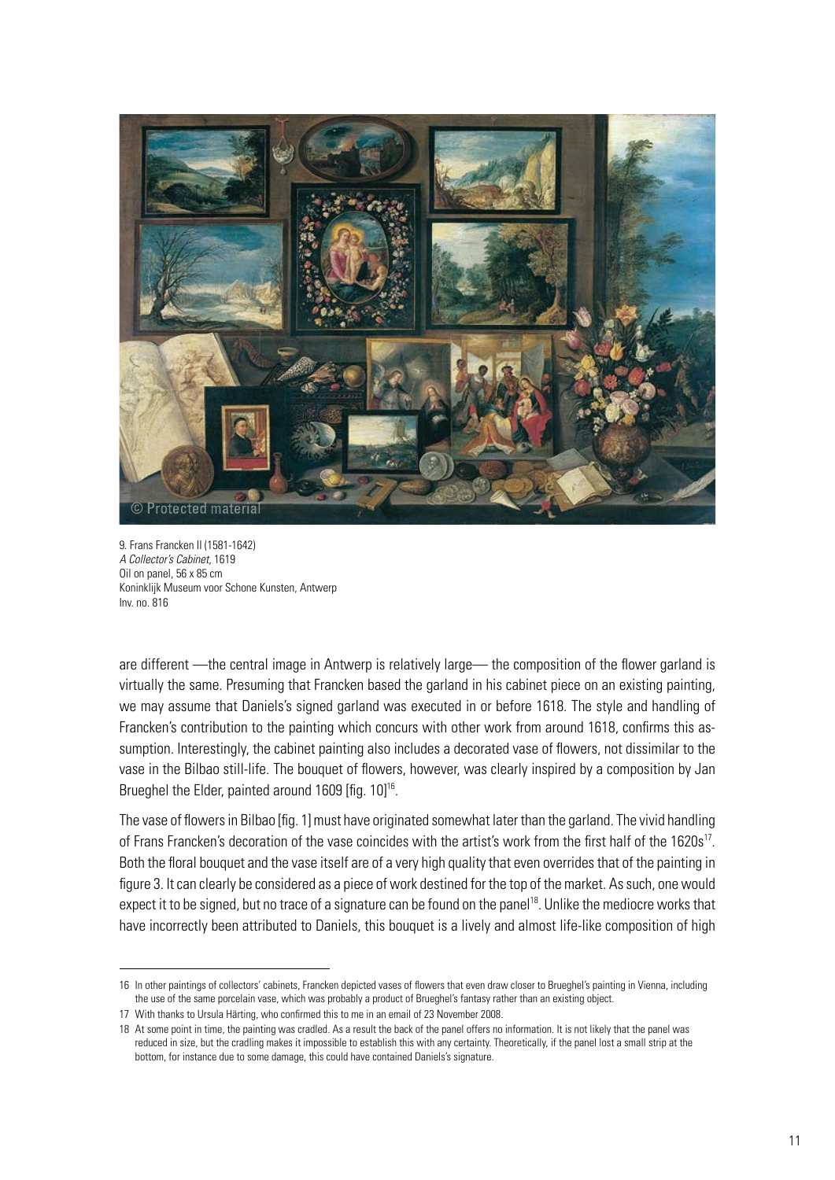9. Frans Francken II (1581-1642)
*A Collector's Cabinet*, 1619
Oil on panel, 56 x 85 cm
Koninklijk Museum voor Schone Kunsten, Antwerp
Inv. no. 816

are different —the central image in Antwerp is relatively large— the composition of the flower garland is virtually the same. Presuming that Francken based the garland in his cabinet piece on an existing painting, we may assume that Daniels's signed garland was executed in or before 1618. The style and handling of Francken's contribution to the painting which concurs with other work from around 1618, confirms this assumption. Interestingly, the cabinet painting also includes a decorated vase of flowers, not dissimilar to the vase in the Bilbao still-life. The bouquet of flowers, however, was clearly inspired by a composition by Jan Brueghel the Elder, painted around 1609 [fig. 10][16].

The vase of flowers in Bilbao [fig. 1] must have originated somewhat later than the garland. The vivid handling of Frans Francken's decoration of the vase coincides with the artist's work from the first half of the 1620s[17]. Both the floral bouquet and the vase itself are of a very high quality that even overrides that of the painting in figure 3. It can clearly be considered as a piece of work destined for the top of the market. As such, one would expect it to be signed, but no trace of a signature can be found on the panel[18]. Unlike the mediocre works that have incorrectly been attributed to Daniels, this bouquet is a lively and almost life-like composition of high

---

16 In other paintings of collectors' cabinets, Francken depicted vases of flowers that even draw closer to Brueghel's painting in Vienna, including the use of the same porcelain vase, which was probably a product of Brueghel's fantasy rather than an existing object.

17 With thanks to Ursula Härting, who confirmed this to me in an email of 23 November 2008.

18 At some point in time, the painting was cradled. As a result the back of the panel offers no information. It is not likely that the panel was reduced in size, but the cradling makes it impossible to establish this with any certainty. Theoretically, if the panel lost a small strip at the bottom, for instance due to some damage, this could have contained Daniels's signature.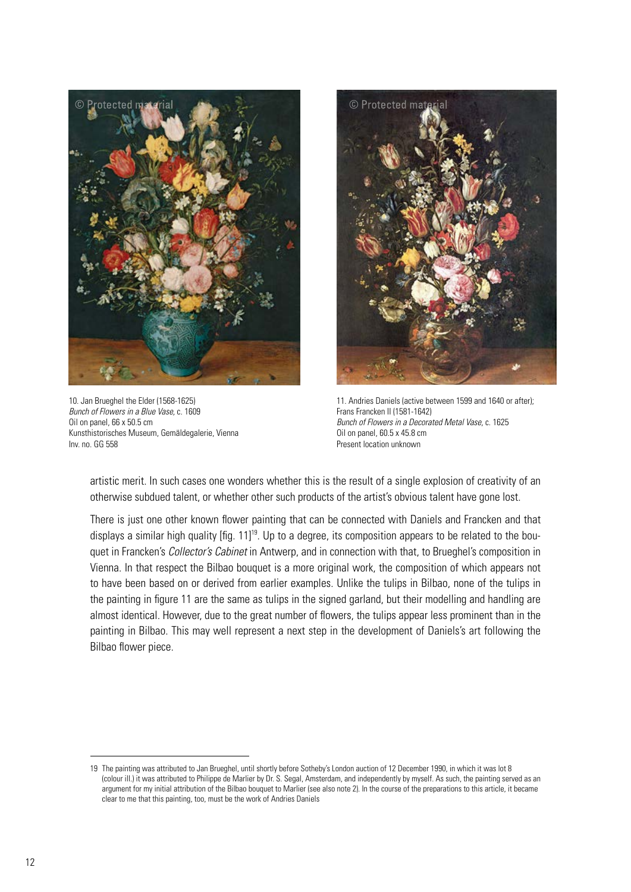10. Jan Brueghel the Elder (1568-1625)
*Bunch of Flowers in a Blue Vase*, c. 1609
Oil on panel, 66 x 50.5 cm
Kunsthistorisches Museum, Gemäldegalerie, Vienna
Inv. no. GG 558

11. Andries Daniels (active between 1599 and 1640 or after);
Frans Francken II (1581-1642)
*Bunch of Flowers in a Decorated Metal Vase*, c. 1625
Oil on panel, 60.5 x 45.8 cm
Present location unknown

artistic merit. In such cases one wonders whether this is the result of a single explosion of creativity of an otherwise subdued talent, or whether other such products of the artist's obvious talent have gone lost.

There is just one other known flower painting that can be connected with Daniels and Francken and that displays a similar high quality [fig. 11][19]. Up to a degree, its composition appears to be related to the bouquet in Francken's *Collector's Cabinet* in Antwerp, and in connection with that, to Brueghel's composition in Vienna. In that respect the Bilbao bouquet is a more original work, the composition of which appears not to have been based on or derived from earlier examples. Unlike the tulips in Bilbao, none of the tulips in the painting in figure 11 are the same as tulips in the signed garland, but their modelling and handling are almost identical. However, due to the great number of flowers, the tulips appear less prominent than in the painting in Bilbao. This may well represent a next step in the development of Daniels's art following the Bilbao flower piece.

19 The painting was attributed to Jan Brueghel, until shortly before Sotheby's London auction of 12 December 1990, in which it was lot 8 (colour ill.) it was attributed to Philippe de Marlier by Dr. S. Segal, Amsterdam, and independently by myself. As such, the painting served as an argument for my initial attribution of the Bilbao bouquet to Marlier (see also note 2). In the course of the preparations to this article, it became clear to me that this painting, too, must be the work of Andries Daniels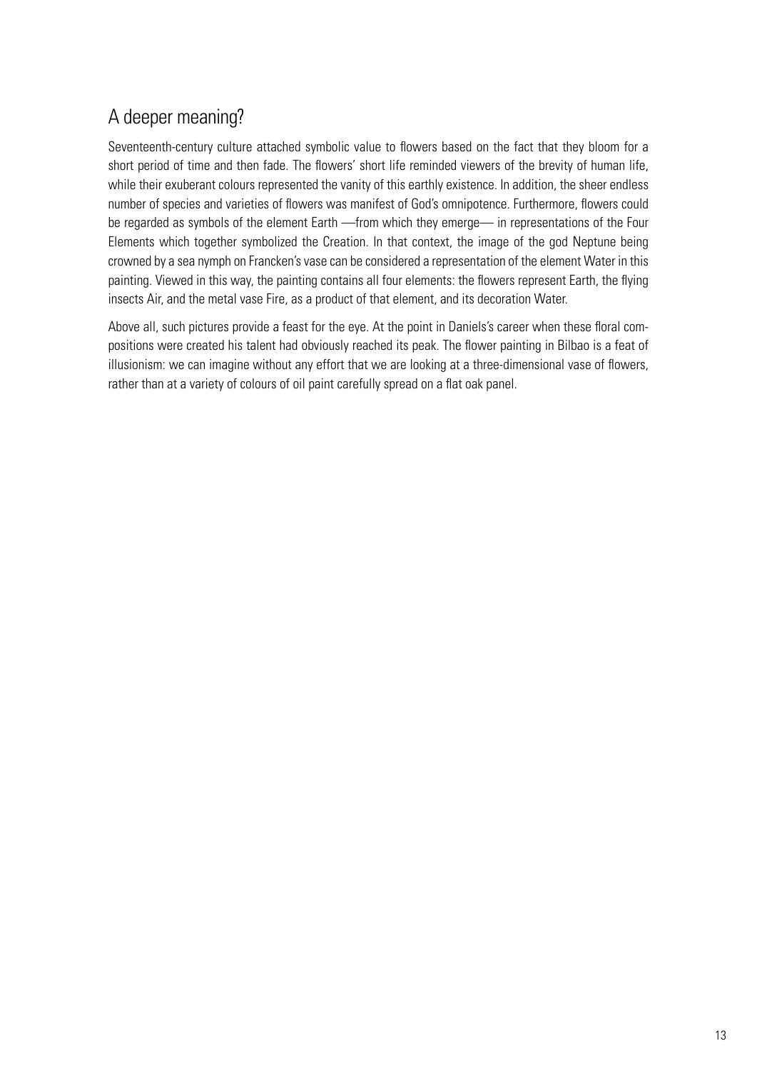## A deeper meaning?

Seventeenth-century culture attached symbolic value to flowers based on the fact that they bloom for a short period of time and then fade. The flowers' short life reminded viewers of the brevity of human life, while their exuberant colours represented the vanity of this earthly existence. In addition, the sheer endless number of species and varieties of flowers was manifest of God's omnipotence. Furthermore, flowers could be regarded as symbols of the element Earth —from which they emerge— in representations of the Four Elements which together symbolized the Creation. In that context, the image of the god Neptune being crowned by a sea nymph on Francken's vase can be considered a representation of the element Water in this painting. Viewed in this way, the painting contains all four elements: the flowers represent Earth, the flying insects Air, and the metal vase Fire, as a product of that element, and its decoration Water.

Above all, such pictures provide a feast for the eye. At the point in Daniels's career when these floral compositions were created his talent had obviously reached its peak. The flower painting in Bilbao is a feat of illusionism: we can imagine without any effort that we are looking at a three-dimensional vase of flowers, rather than at a variety of colours of oil paint carefully spread on a flat oak panel.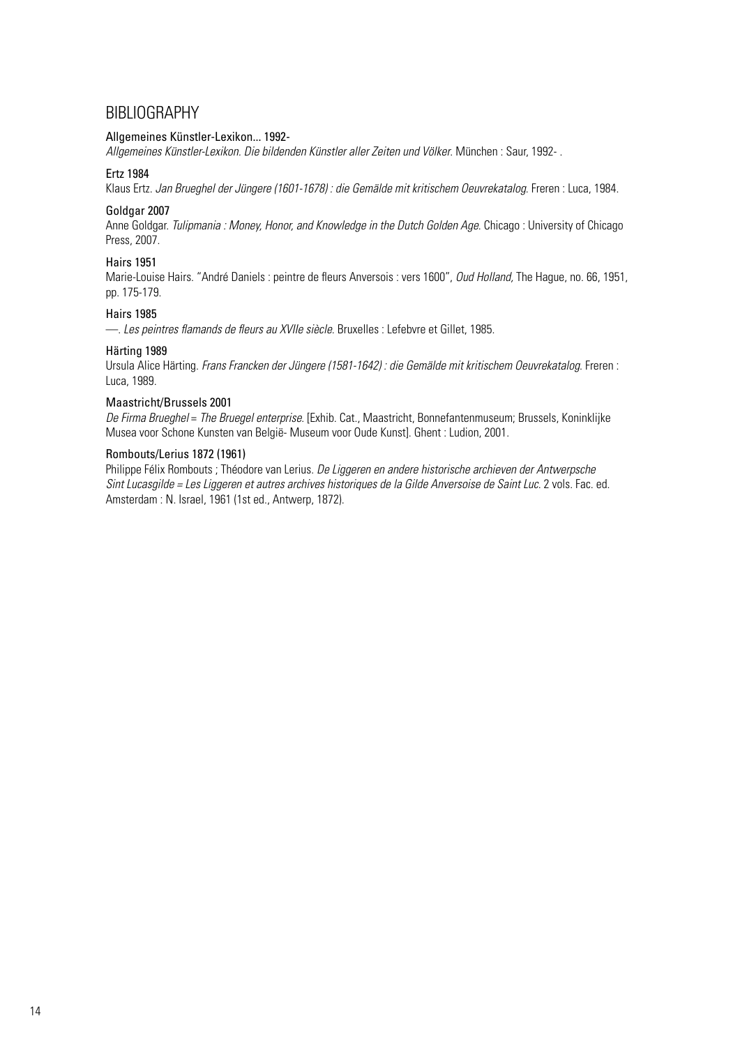# BIBLIOGRAPHY

Allgemeines Künstler-Lexikon... 1992-
*Allgemeines Künstler-Lexikon. Die bildenden Künstler aller Zeiten und Völker*. München : Saur, 1992- .

Ertz 1984
Klaus Ertz. *Jan Brueghel der Jüngere (1601-1678) : die Gemälde mit kritischem Oeuvrekatalog*. Freren : Luca, 1984.

Goldgar 2007
Anne Goldgar. *Tulipmania : Money, Honor, and Knowledge in the Dutch Golden Age*. Chicago : University of Chicago Press, 2007.

Hairs 1951
Marie-Louise Hairs. "André Daniels : peintre de fleurs Anversois : vers 1600", *Oud Holland,* The Hague, no. 66, 1951, pp. 175-179.

Hairs 1985
—. *Les peintres flamands de fleurs au XVIIe siècle*. Bruxelles : Lefebvre et Gillet, 1985.

Härting 1989
Ursula Alice Härting. *Frans Francken der Jüngere (1581-1642) : die Gemälde mit kritischem Oeuvrekatalog*. Freren : Luca, 1989.

Maastricht/Brussels 2001
*De Firma Brueghel = The Bruegel enterprise*. [Exhib. Cat., Maastricht, Bonnefantenmuseum; Brussels, Koninklijke Musea voor Schone Kunsten van België- Museum voor Oude Kunst]. Ghent : Ludion, 2001.

Rombouts/Lerius 1872 (1961)
Philippe Félix Rombouts ; Théodore van Lerius. *De Liggeren en andere historische archieven der Antwerpsche Sint Lucasgilde = Les Liggeren et autres archives historiques de la Gilde Anversoise de Saint Luc*. 2 vols. Fac. ed. Amsterdam : N. Israel, 1961 (1st ed., Antwerp, 1872).